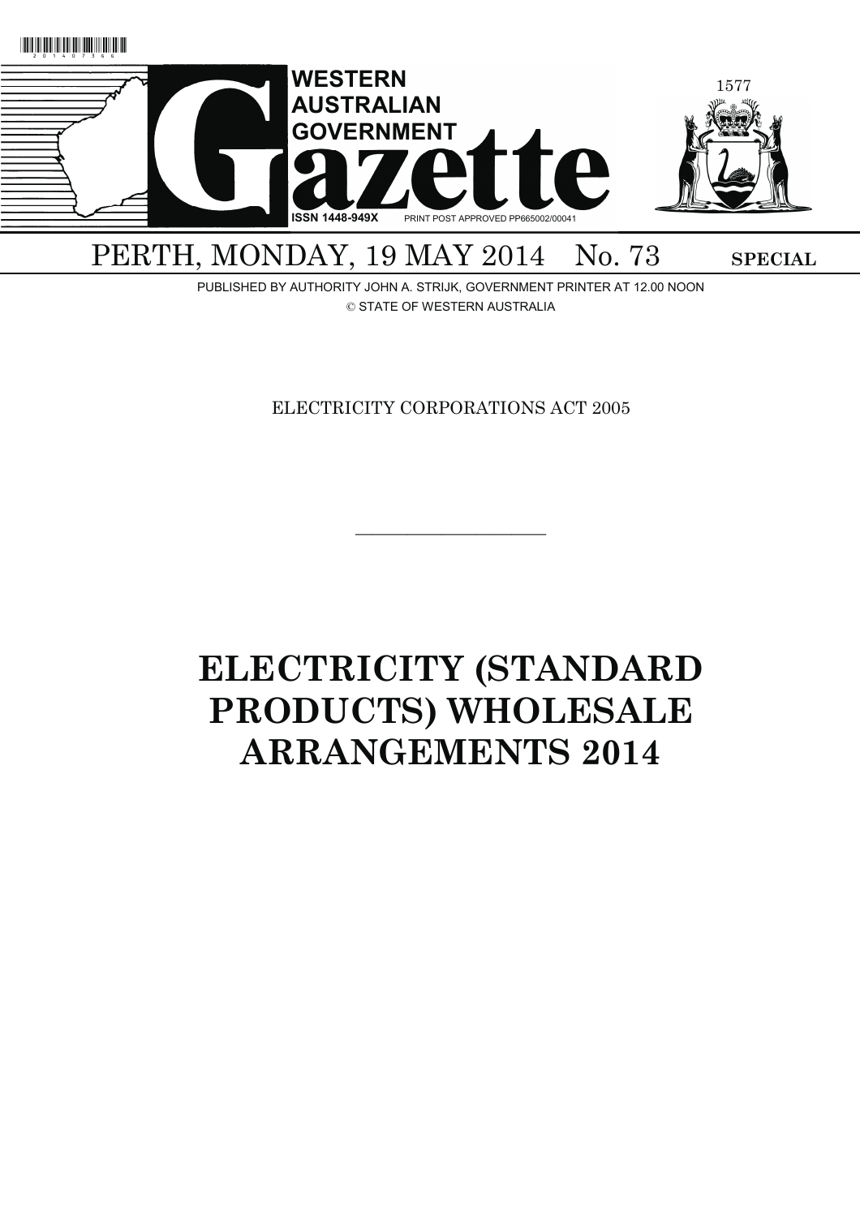# WESTERN AUSTRALIAN GOVERNMENT Gazette

ISSN 1448-949X PRINT POST APPROVED PP665002/00041

PERTH, MONDAY, 19 MAY 2014 No. 73 **SPECIAL**

PUBLISHED BY AUTHORITY JOHN A. STRIJK, GOVERNMENT PRINTER AT 12.00 NOON

© STATE OF WESTERN AUSTRALIA

ELECTRICITY CORPORATIONS ACT 2005

---

# ELECTRICITY (STANDARD PRODUCTS) WHOLESALE ARRANGEMENTS 2014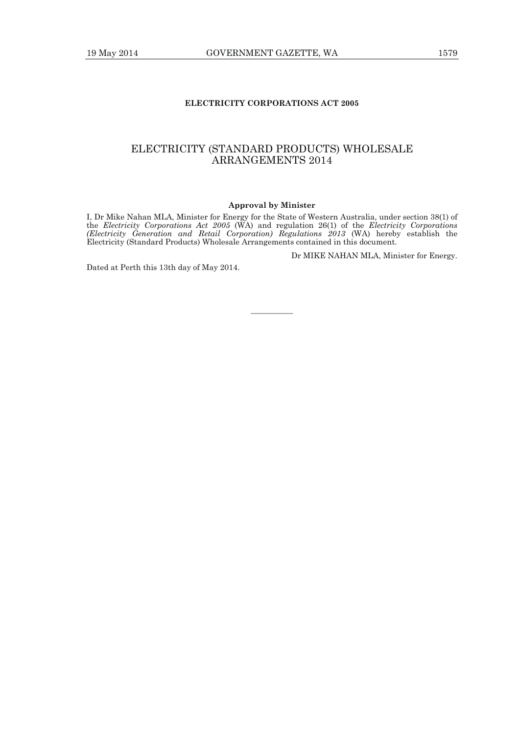**ELECTRICITY CORPORATIONS ACT 2005**

# ELECTRICITY (STANDARD PRODUCTS) WHOLESALE ARRANGEMENTS 2014

**Approval by Minister**

I, Dr Mike Nahan MLA, Minister for Energy for the State of Western Australia, under section 38(1) of the *Electricity Corporations Act 2005* (WA) and regulation 26(1) of the *Electricity Corporations (Electricity Generation and Retail Corporation) Regulations 2013* (WA) hereby establish the Electricity (Standard Products) Wholesale Arrangements contained in this document.

Dr MIKE NAHAN MLA, Minister for Energy.

Dated at Perth this 13th day of May 2014.

---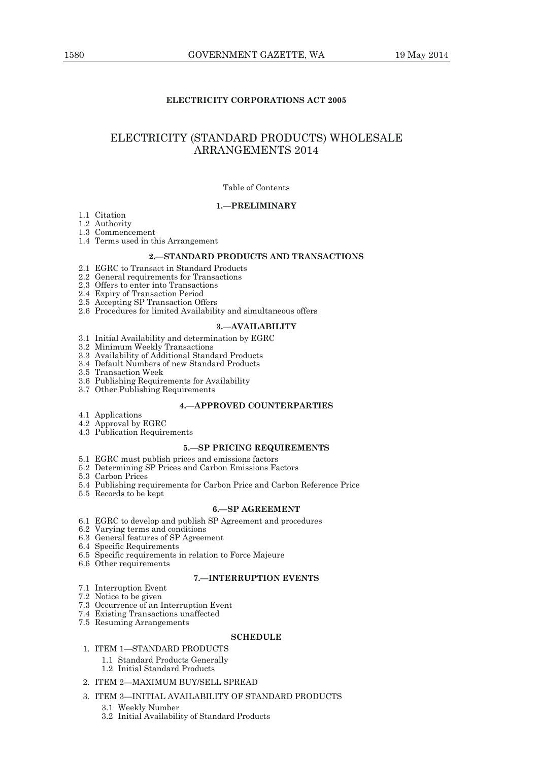**ELECTRICITY CORPORATIONS ACT 2005**

# ELECTRICITY (STANDARD PRODUCTS) WHOLESALE ARRANGEMENTS 2014

Table of Contents

**1.—PRELIMINARY**

1.1 Citation
1.2 Authority
1.3 Commencement
1.4 Terms used in this Arrangement

**2.—STANDARD PRODUCTS AND TRANSACTIONS**

2.1 EGRC to Transact in Standard Products
2.2 General requirements for Transactions
2.3 Offers to enter into Transactions
2.4 Expiry of Transaction Period
2.5 Accepting SP Transaction Offers
2.6 Procedures for limited Availability and simultaneous offers

**3.—AVAILABILITY**

3.1 Initial Availability and determination by EGRC
3.2 Minimum Weekly Transactions
3.3 Availability of Additional Standard Products
3.4 Default Numbers of new Standard Products
3.5 Transaction Week
3.6 Publishing Requirements for Availability
3.7 Other Publishing Requirements

**4.—APPROVED COUNTERPARTIES**

4.1 Applications
4.2 Approval by EGRC
4.3 Publication Requirements

**5.—SP PRICING REQUIREMENTS**

5.1 EGRC must publish prices and emissions factors
5.2 Determining SP Prices and Carbon Emissions Factors
5.3 Carbon Prices
5.4 Publishing requirements for Carbon Price and Carbon Reference Price
5.5 Records to be kept

**6.—SP AGREEMENT**

6.1 EGRC to develop and publish SP Agreement and procedures
6.2 Varying terms and conditions
6.3 General features of SP Agreement
6.4 Specific Requirements
6.5 Specific requirements in relation to Force Majeure
6.6 Other requirements

**7.—INTERRUPTION EVENTS**

7.1 Interruption Event
7.2 Notice to be given
7.3 Occurrence of an Interruption Event
7.4 Existing Transactions unaffected
7.5 Resuming Arrangements

**SCHEDULE**

1. ITEM 1—STANDARD PRODUCTS
   - 1.1 Standard Products Generally
   - 1.2 Initial Standard Products
2. ITEM 2—MAXIMUM BUY/SELL SPREAD
3. ITEM 3—INITIAL AVAILABILITY OF STANDARD PRODUCTS
   - 3.1 Weekly Number
   - 3.2 Initial Availability of Standard Products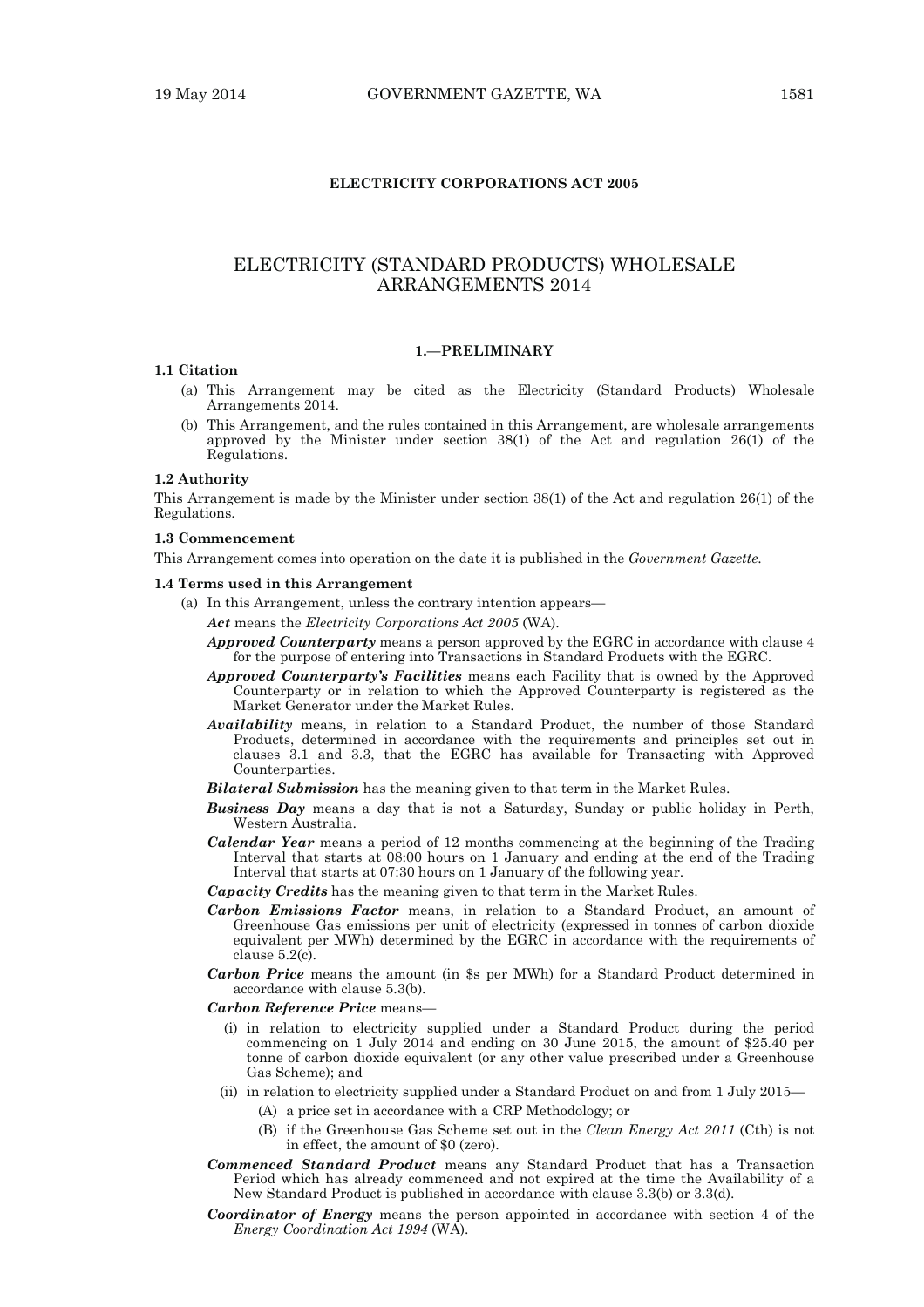**ELECTRICITY CORPORATIONS ACT 2005**

# ELECTRICITY (STANDARD PRODUCTS) WHOLESALE ARRANGEMENTS 2014

## 1.—PRELIMINARY

### 1.1 Citation

(a) This Arrangement may be cited as the Electricity (Standard Products) Wholesale Arrangements 2014.

(b) This Arrangement, and the rules contained in this Arrangement, are wholesale arrangements approved by the Minister under section 38(1) of the Act and regulation 26(1) of the Regulations.

### 1.2 Authority

This Arrangement is made by the Minister under section 38(1) of the Act and regulation 26(1) of the Regulations.

### 1.3 Commencement

This Arrangement comes into operation on the date it is published in the *Government Gazette*.

### 1.4 Terms used in this Arrangement

(a) In this Arrangement, unless the contrary intention appears—

***Act*** means the *Electricity Corporations Act 2005* (WA).

***Approved Counterparty*** means a person approved by the EGRC in accordance with clause 4 for the purpose of entering into Transactions in Standard Products with the EGRC.

***Approved Counterparty's Facilities*** means each Facility that is owned by the Approved Counterparty or in relation to which the Approved Counterparty is registered as the Market Generator under the Market Rules.

***Availability*** means, in relation to a Standard Product, the number of those Standard Products, determined in accordance with the requirements and principles set out in clauses 3.1 and 3.3, that the EGRC has available for Transacting with Approved Counterparties.

***Bilateral Submission*** has the meaning given to that term in the Market Rules.

***Business Day*** means a day that is not a Saturday, Sunday or public holiday in Perth, Western Australia.

***Calendar Year*** means a period of 12 months commencing at the beginning of the Trading Interval that starts at 08:00 hours on 1 January and ending at the end of the Trading Interval that starts at 07:30 hours on 1 January of the following year.

***Capacity Credits*** has the meaning given to that term in the Market Rules.

***Carbon Emissions Factor*** means, in relation to a Standard Product, an amount of Greenhouse Gas emissions per unit of electricity (expressed in tonnes of carbon dioxide equivalent per MWh) determined by the EGRC in accordance with the requirements of clause 5.2(c).

***Carbon Price*** means the amount (in $s per MWh) for a Standard Product determined in accordance with clause 5.3(b).

***Carbon Reference Price*** means—

(i) in relation to electricity supplied under a Standard Product during the period commencing on 1 July 2014 and ending on 30 June 2015, the amount of $25.40 per tonne of carbon dioxide equivalent (or any other value prescribed under a Greenhouse Gas Scheme); and

(ii) in relation to electricity supplied under a Standard Product on and from 1 July 2015—

(A) a price set in accordance with a CRP Methodology; or

(B) if the Greenhouse Gas Scheme set out in the *Clean Energy Act 2011* (Cth) is not in effect, the amount of $0 (zero).

***Commenced Standard Product*** means any Standard Product that has a Transaction Period which has already commenced and not expired at the time the Availability of a New Standard Product is published in accordance with clause 3.3(b) or 3.3(d).

***Coordinator of Energy*** means the person appointed in accordance with section 4 of the *Energy Coordination Act 1994* (WA).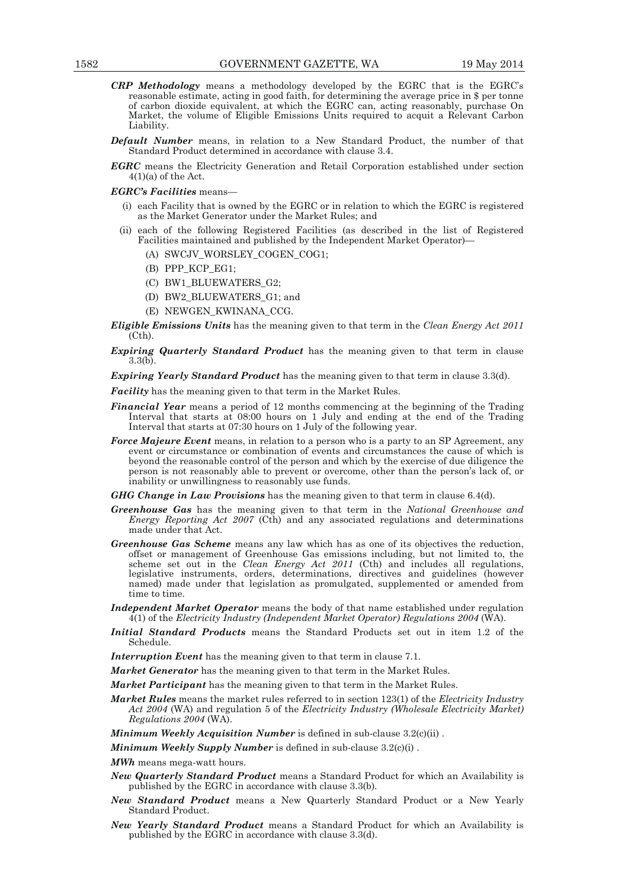***CRP Methodology*** means a methodology developed by the EGRC that is the EGRC's reasonable estimate, acting in good faith, for determining the average price in $ per tonne of carbon dioxide equivalent, at which the EGRC can, acting reasonably, purchase On Market, the volume of Eligible Emissions Units required to acquit a Relevant Carbon Liability.

***Default Number*** means, in relation to a New Standard Product, the number of that Standard Product determined in accordance with clause 3.4.

***EGRC*** means the Electricity Generation and Retail Corporation established under section 4(1)(a) of the Act.

***EGRC's Facilities*** means—

- (i) each Facility that is owned by the EGRC or in relation to which the EGRC is registered as the Market Generator under the Market Rules; and
- (ii) each of the following Registered Facilities (as described in the list of Registered Facilities maintained and published by the Independent Market Operator)—
  - (A) SWCJV_WORSLEY_COGEN_COG1;
  - (B) PPP_KCP_EG1;
  - (C) BW1_BLUEWATERS_G2;
  - (D) BW2_BLUEWATERS_G1; and
  - (E) NEWGEN_KWINANA_CCG.

***Eligible Emissions Units*** has the meaning given to that term in the *Clean Energy Act 2011* (Cth).

***Expiring Quarterly Standard Product*** has the meaning given to that term in clause 3.3(b).

***Expiring Yearly Standard Product*** has the meaning given to that term in clause 3.3(d).

***Facility*** has the meaning given to that term in the Market Rules.

***Financial Year*** means a period of 12 months commencing at the beginning of the Trading Interval that starts at 08:00 hours on 1 July and ending at the end of the Trading Interval that starts at 07:30 hours on 1 July of the following year.

***Force Majeure Event*** means, in relation to a person who is a party to an SP Agreement, any event or circumstance or combination of events and circumstances the cause of which is beyond the reasonable control of the person and which by the exercise of due diligence the person is not reasonably able to prevent or overcome, other than the person's lack of, or inability or unwillingness to reasonably use funds.

***GHG Change in Law Provisions*** has the meaning given to that term in clause 6.4(d).

***Greenhouse Gas*** has the meaning given to that term in the *National Greenhouse and Energy Reporting Act 2007* (Cth) and any associated regulations and determinations made under that Act.

***Greenhouse Gas Scheme*** means any law which has as one of its objectives the reduction, offset or management of Greenhouse Gas emissions including, but not limited to, the scheme set out in the *Clean Energy Act 2011* (Cth) and includes all regulations, legislative instruments, orders, determinations, directives and guidelines (however named) made under that legislation as promulgated, supplemented or amended from time to time.

***Independent Market Operator*** means the body of that name established under regulation 4(1) of the *Electricity Industry (Independent Market Operator) Regulations 2004* (WA).

***Initial Standard Products*** means the Standard Products set out in item 1.2 of the Schedule.

***Interruption Event*** has the meaning given to that term in clause 7.1.

***Market Generator*** has the meaning given to that term in the Market Rules.

***Market Participant*** has the meaning given to that term in the Market Rules.

***Market Rules*** means the market rules referred to in section 123(1) of the *Electricity Industry Act 2004* (WA) and regulation 5 of the *Electricity Industry (Wholesale Electricity Market) Regulations 2004* (WA).

***Minimum Weekly Acquisition Number*** is defined in sub-clause 3.2(c)(ii) .

***Minimum Weekly Supply Number*** is defined in sub-clause 3.2(c)(i) .

***MWh*** means mega-watt hours.

***New Quarterly Standard Product*** means a Standard Product for which an Availability is published by the EGRC in accordance with clause 3.3(b).

***New Standard Product*** means a New Quarterly Standard Product or a New Yearly Standard Product.

***New Yearly Standard Product*** means a Standard Product for which an Availability is published by the EGRC in accordance with clause 3.3(d).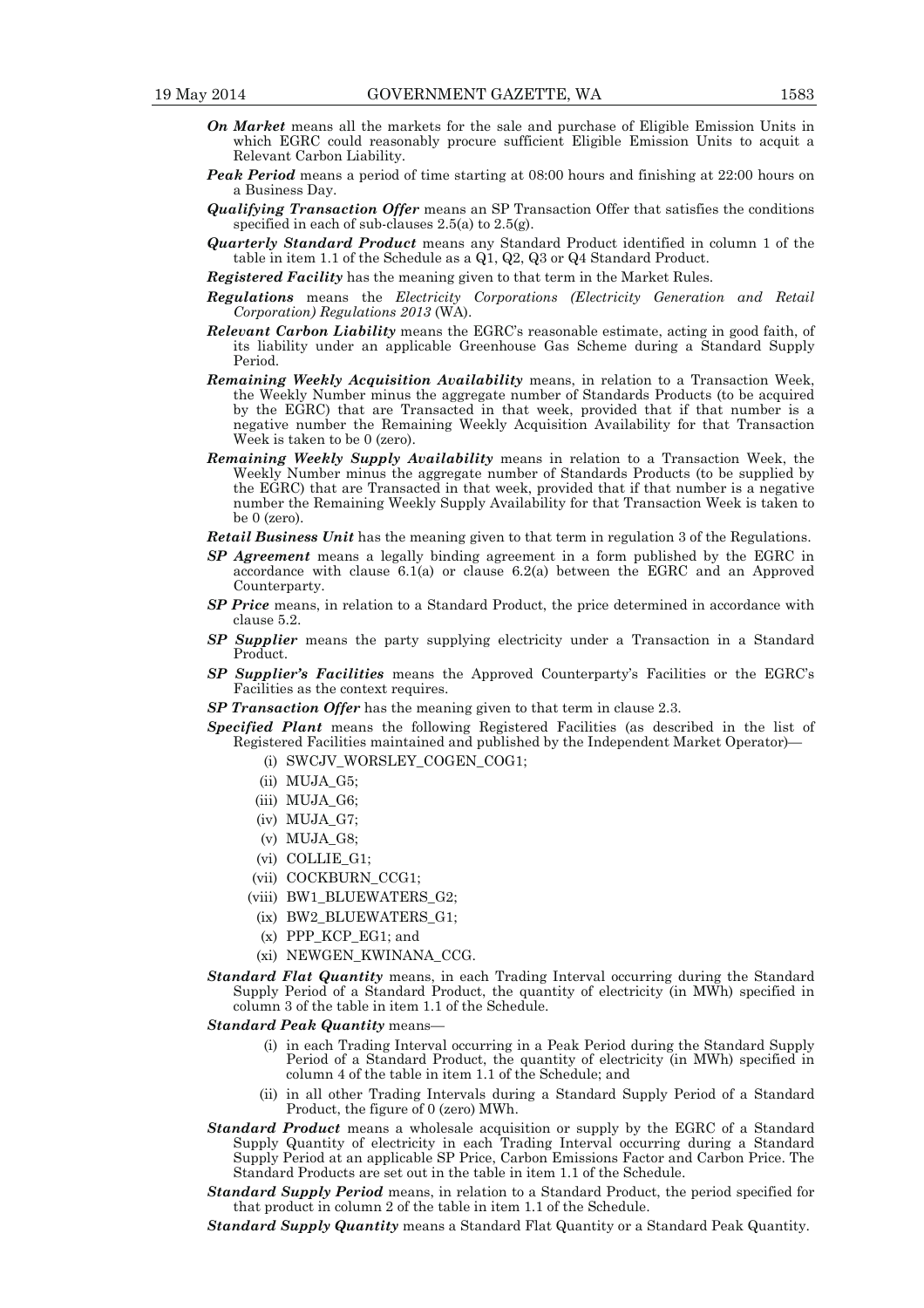***On Market*** means all the markets for the sale and purchase of Eligible Emission Units in which EGRC could reasonably procure sufficient Eligible Emission Units to acquit a Relevant Carbon Liability.

***Peak Period*** means a period of time starting at 08:00 hours and finishing at 22:00 hours on a Business Day.

***Qualifying Transaction Offer*** means an SP Transaction Offer that satisfies the conditions specified in each of sub-clauses 2.5(a) to 2.5(g).

***Quarterly Standard Product*** means any Standard Product identified in column 1 of the table in item 1.1 of the Schedule as a Q1, Q2, Q3 or Q4 Standard Product.

***Registered Facility*** has the meaning given to that term in the Market Rules.

***Regulations*** means the *Electricity Corporations (Electricity Generation and Retail Corporation) Regulations 2013* (WA).

***Relevant Carbon Liability*** means the EGRC's reasonable estimate, acting in good faith, of its liability under an applicable Greenhouse Gas Scheme during a Standard Supply Period.

***Remaining Weekly Acquisition Availability*** means, in relation to a Transaction Week, the Weekly Number minus the aggregate number of Standards Products (to be acquired by the EGRC) that are Transacted in that week, provided that if that number is a negative number the Remaining Weekly Acquisition Availability for that Transaction Week is taken to be 0 (zero).

***Remaining Weekly Supply Availability*** means in relation to a Transaction Week, the Weekly Number minus the aggregate number of Standards Products (to be supplied by the EGRC) that are Transacted in that week, provided that if that number is a negative number the Remaining Weekly Supply Availability for that Transaction Week is taken to be 0 (zero).

***Retail Business Unit*** has the meaning given to that term in regulation 3 of the Regulations.

***SP Agreement*** means a legally binding agreement in a form published by the EGRC in accordance with clause 6.1(a) or clause 6.2(a) between the EGRC and an Approved Counterparty.

***SP Price*** means, in relation to a Standard Product, the price determined in accordance with clause 5.2.

***SP Supplier*** means the party supplying electricity under a Transaction in a Standard Product.

***SP Supplier's Facilities*** means the Approved Counterparty's Facilities or the EGRC's Facilities as the context requires.

***SP Transaction Offer*** has the meaning given to that term in clause 2.3.

***Specified Plant*** means the following Registered Facilities (as described in the list of Registered Facilities maintained and published by the Independent Market Operator)—

- (i) SWCJV_WORSLEY_COGEN_COG1;
- (ii) MUJA_G5;
- (iii) MUJA_G6;
- (iv) MUJA_G7;
- (v) MUJA_G8;
- (vi) COLLIE_G1;
- (vii) COCKBURN_CCG1;
- (viii) BW1_BLUEWATERS_G2;
- (ix) BW2_BLUEWATERS_G1;
- (x) PPP_KCP_EG1; and
- (xi) NEWGEN_KWINANA_CCG.

***Standard Flat Quantity*** means, in each Trading Interval occurring during the Standard Supply Period of a Standard Product, the quantity of electricity (in MWh) specified in column 3 of the table in item 1.1 of the Schedule.

***Standard Peak Quantity*** means—

- (i) in each Trading Interval occurring in a Peak Period during the Standard Supply Period of a Standard Product, the quantity of electricity (in MWh) specified in column 4 of the table in item 1.1 of the Schedule; and
- (ii) in all other Trading Intervals during a Standard Supply Period of a Standard Product, the figure of 0 (zero) MWh.

***Standard Product*** means a wholesale acquisition or supply by the EGRC of a Standard Supply Quantity of electricity in each Trading Interval occurring during a Standard Supply Period at an applicable SP Price, Carbon Emissions Factor and Carbon Price. The Standard Products are set out in the table in item 1.1 of the Schedule.

***Standard Supply Period*** means, in relation to a Standard Product, the period specified for that product in column 2 of the table in item 1.1 of the Schedule.

***Standard Supply Quantity*** means a Standard Flat Quantity or a Standard Peak Quantity.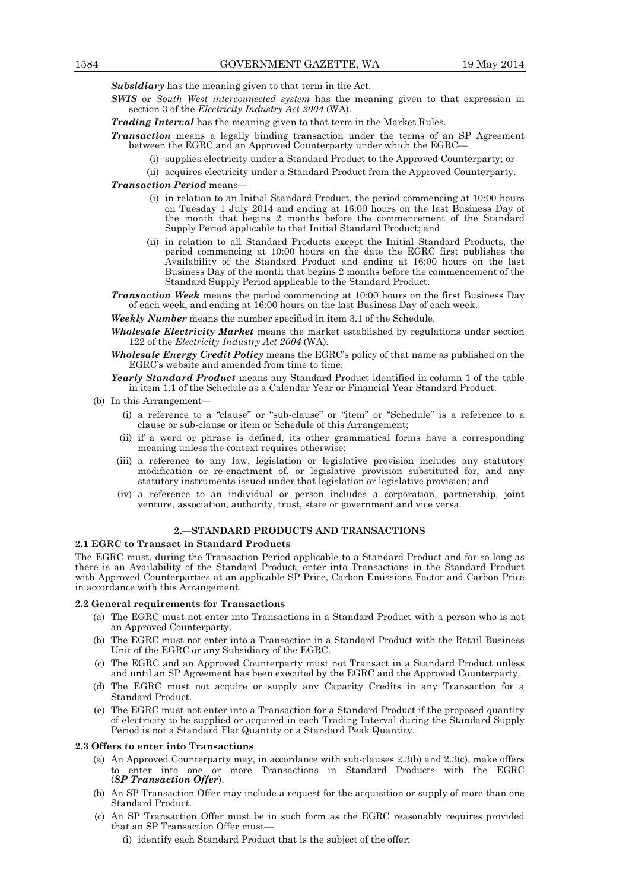***Subsidiary*** has the meaning given to that term in the Act.

***SWIS*** or *South West interconnected system* has the meaning given to that expression in section 3 of the *Electricity Industry Act 2004* (WA).

***Trading Interval*** has the meaning given to that term in the Market Rules.

***Transaction*** means a legally binding transaction under the terms of an SP Agreement between the EGRC and an Approved Counterparty under which the EGRC—

- (i) supplies electricity under a Standard Product to the Approved Counterparty; or
- (ii) acquires electricity under a Standard Product from the Approved Counterparty.

***Transaction Period*** means—

- (i) in relation to an Initial Standard Product, the period commencing at 10:00 hours on Tuesday 1 July 2014 and ending at 16:00 hours on the last Business Day of the month that begins 2 months before the commencement of the Standard Supply Period applicable to that Initial Standard Product; and
- (ii) in relation to all Standard Products except the Initial Standard Products, the period commencing at 10:00 hours on the date the EGRC first publishes the Availability of the Standard Product and ending at 16:00 hours on the last Business Day of the month that begins 2 months before the commencement of the Standard Supply Period applicable to the Standard Product.

***Transaction Week*** means the period commencing at 10:00 hours on the first Business Day of each week, and ending at 16:00 hours on the last Business Day of each week.

***Weekly Number*** means the number specified in item 3.1 of the Schedule.

***Wholesale Electricity Market*** means the market established by regulations under section 122 of the *Electricity Industry Act 2004* (WA).

***Wholesale Energy Credit Policy*** means the EGRC's policy of that name as published on the EGRC's website and amended from time to time.

***Yearly Standard Product*** means any Standard Product identified in column 1 of the table in item 1.1 of the Schedule as a Calendar Year or Financial Year Standard Product.

(b) In this Arrangement—

- (i) a reference to a "clause" or "sub-clause" or "item" or "Schedule" is a reference to a clause or sub-clause or item or Schedule of this Arrangement;
- (ii) if a word or phrase is defined, its other grammatical forms have a corresponding meaning unless the context requires otherwise;
- (iii) a reference to any law, legislation or legislative provision includes any statutory modification or re-enactment of, or legislative provision substituted for, and any statutory instruments issued under that legislation or legislative provision; and
- (iv) a reference to an individual or person includes a corporation, partnership, joint venture, association, authority, trust, state or government and vice versa.

## 2.—STANDARD PRODUCTS AND TRANSACTIONS

### 2.1 EGRC to Transact in Standard Products

The EGRC must, during the Transaction Period applicable to a Standard Product and for so long as there is an Availability of the Standard Product, enter into Transactions in the Standard Product with Approved Counterparties at an applicable SP Price, Carbon Emissions Factor and Carbon Price in accordance with this Arrangement.

### 2.2 General requirements for Transactions

- (a) The EGRC must not enter into Transactions in a Standard Product with a person who is not an Approved Counterparty.
- (b) The EGRC must not enter into a Transaction in a Standard Product with the Retail Business Unit of the EGRC or any Subsidiary of the EGRC.
- (c) The EGRC and an Approved Counterparty must not Transact in a Standard Product unless and until an SP Agreement has been executed by the EGRC and the Approved Counterparty.
- (d) The EGRC must not acquire or supply any Capacity Credits in any Transaction for a Standard Product.
- (e) The EGRC must not enter into a Transaction for a Standard Product if the proposed quantity of electricity to be supplied or acquired in each Trading Interval during the Standard Supply Period is not a Standard Flat Quantity or a Standard Peak Quantity.

### 2.3 Offers to enter into Transactions

- (a) An Approved Counterparty may, in accordance with sub-clauses 2.3(b) and 2.3(c), make offers to enter into one or more Transactions in Standard Products with the EGRC (***SP Transaction Offer***).
- (b) An SP Transaction Offer may include a request for the acquisition or supply of more than one Standard Product.
- (c) An SP Transaction Offer must be in such form as the EGRC reasonably requires provided that an SP Transaction Offer must—
  - (i) identify each Standard Product that is the subject of the offer;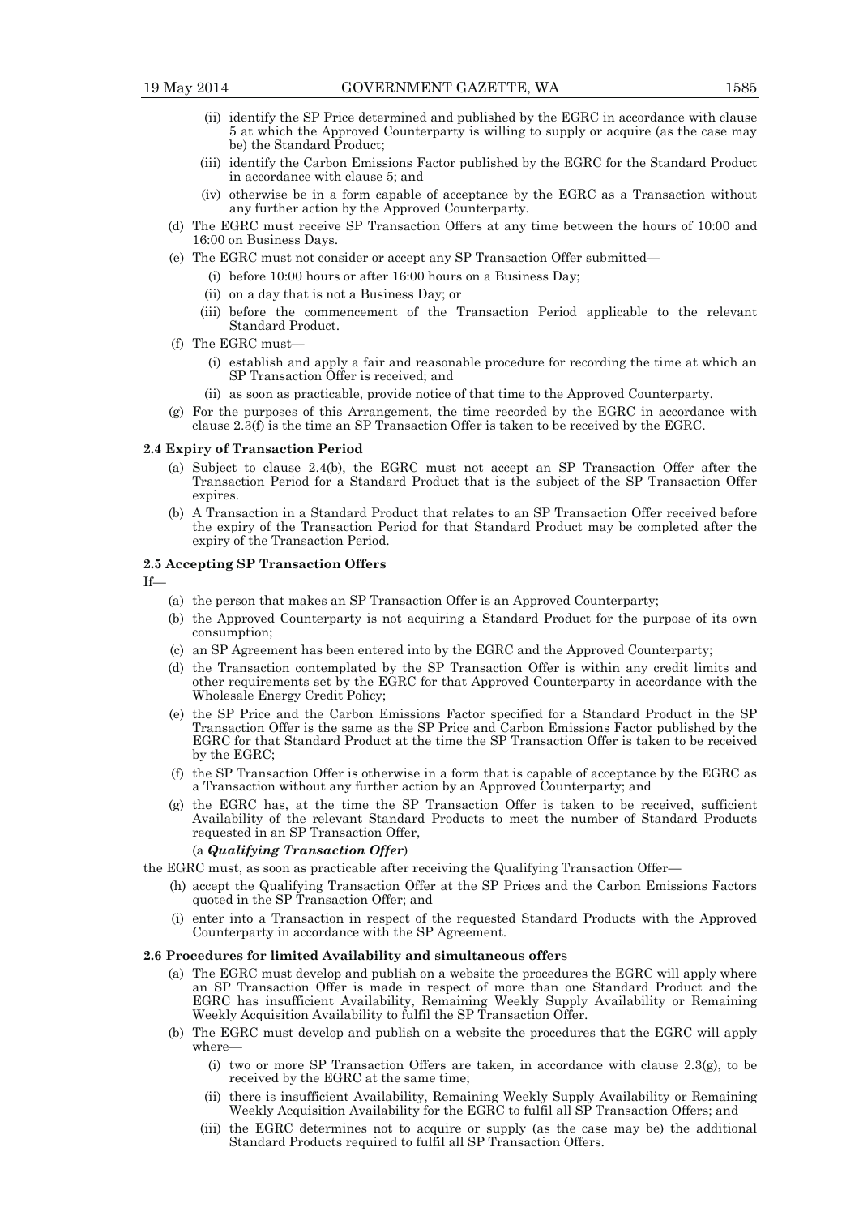(ii) identify the SP Price determined and published by the EGRC in accordance with clause 5 at which the Approved Counterparty is willing to supply or acquire (as the case may be) the Standard Product;

(iii) identify the Carbon Emissions Factor published by the EGRC for the Standard Product in accordance with clause 5; and

(iv) otherwise be in a form capable of acceptance by the EGRC as a Transaction without any further action by the Approved Counterparty.

(d) The EGRC must receive SP Transaction Offers at any time between the hours of 10:00 and 16:00 on Business Days.

(e) The EGRC must not consider or accept any SP Transaction Offer submitted—

(i) before 10:00 hours or after 16:00 hours on a Business Day;

(ii) on a day that is not a Business Day; or

(iii) before the commencement of the Transaction Period applicable to the relevant Standard Product.

(f) The EGRC must—

(i) establish and apply a fair and reasonable procedure for recording the time at which an SP Transaction Offer is received; and

(ii) as soon as practicable, provide notice of that time to the Approved Counterparty.

(g) For the purposes of this Arrangement, the time recorded by the EGRC in accordance with clause 2.3(f) is the time an SP Transaction Offer is taken to be received by the EGRC.

**2.4 Expiry of Transaction Period**

(a) Subject to clause 2.4(b), the EGRC must not accept an SP Transaction Offer after the Transaction Period for a Standard Product that is the subject of the SP Transaction Offer expires.

(b) A Transaction in a Standard Product that relates to an SP Transaction Offer received before the expiry of the Transaction Period for that Standard Product may be completed after the expiry of the Transaction Period.

**2.5 Accepting SP Transaction Offers**

If—

(a) the person that makes an SP Transaction Offer is an Approved Counterparty;

(b) the Approved Counterparty is not acquiring a Standard Product for the purpose of its own consumption;

(c) an SP Agreement has been entered into by the EGRC and the Approved Counterparty;

(d) the Transaction contemplated by the SP Transaction Offer is within any credit limits and other requirements set by the EGRC for that Approved Counterparty in accordance with the Wholesale Energy Credit Policy;

(e) the SP Price and the Carbon Emissions Factor specified for a Standard Product in the SP Transaction Offer is the same as the SP Price and Carbon Emissions Factor published by the EGRC for that Standard Product at the time the SP Transaction Offer is taken to be received by the EGRC;

(f) the SP Transaction Offer is otherwise in a form that is capable of acceptance by the EGRC as a Transaction without any further action by an Approved Counterparty; and

(g) the EGRC has, at the time the SP Transaction Offer is taken to be received, sufficient Availability of the relevant Standard Products to meet the number of Standard Products requested in an SP Transaction Offer,

(a ***Qualifying Transaction Offer***)

the EGRC must, as soon as practicable after receiving the Qualifying Transaction Offer—

(h) accept the Qualifying Transaction Offer at the SP Prices and the Carbon Emissions Factors quoted in the SP Transaction Offer; and

(i) enter into a Transaction in respect of the requested Standard Products with the Approved Counterparty in accordance with the SP Agreement.

**2.6 Procedures for limited Availability and simultaneous offers**

(a) The EGRC must develop and publish on a website the procedures the EGRC will apply where an SP Transaction Offer is made in respect of more than one Standard Product and the EGRC has insufficient Availability, Remaining Weekly Supply Availability or Remaining Weekly Acquisition Availability to fulfil the SP Transaction Offer.

(b) The EGRC must develop and publish on a website the procedures that the EGRC will apply where—

(i) two or more SP Transaction Offers are taken, in accordance with clause 2.3(g), to be received by the EGRC at the same time;

(ii) there is insufficient Availability, Remaining Weekly Supply Availability or Remaining Weekly Acquisition Availability for the EGRC to fulfil all SP Transaction Offers; and

(iii) the EGRC determines not to acquire or supply (as the case may be) the additional Standard Products required to fulfil all SP Transaction Offers.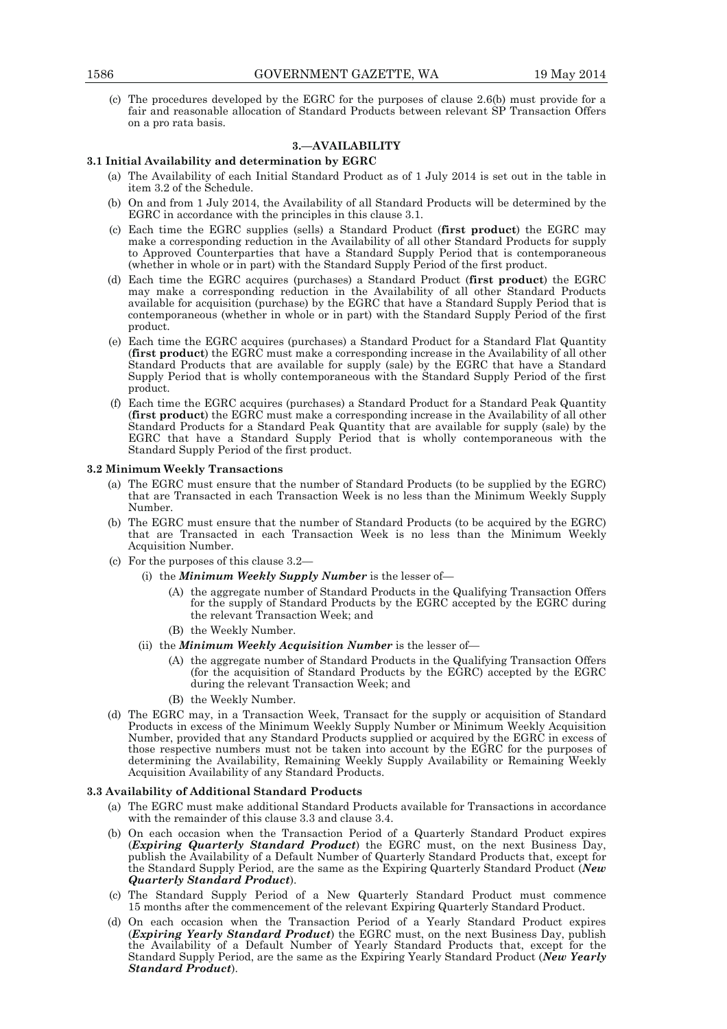(c) The procedures developed by the EGRC for the purposes of clause 2.6(b) must provide for a fair and reasonable allocation of Standard Products between relevant SP Transaction Offers on a pro rata basis.

## 3.—AVAILABILITY

### 3.1 Initial Availability and determination by EGRC

(a) The Availability of each Initial Standard Product as of 1 July 2014 is set out in the table in item 3.2 of the Schedule.

(b) On and from 1 July 2014, the Availability of all Standard Products will be determined by the EGRC in accordance with the principles in this clause 3.1.

(c) Each time the EGRC supplies (sells) a Standard Product (**first product**) the EGRC may make a corresponding reduction in the Availability of all other Standard Products for supply to Approved Counterparties that have a Standard Supply Period that is contemporaneous (whether in whole or in part) with the Standard Supply Period of the first product.

(d) Each time the EGRC acquires (purchases) a Standard Product (**first product**) the EGRC may make a corresponding reduction in the Availability of all other Standard Products available for acquisition (purchase) by the EGRC that have a Standard Supply Period that is contemporaneous (whether in whole or in part) with the Standard Supply Period of the first product.

(e) Each time the EGRC acquires (purchases) a Standard Product for a Standard Flat Quantity (**first product**) the EGRC must make a corresponding increase in the Availability of all other Standard Products that are available for supply (sale) by the EGRC that have a Standard Supply Period that is wholly contemporaneous with the Standard Supply Period of the first product.

(f) Each time the EGRC acquires (purchases) a Standard Product for a Standard Peak Quantity (**first product**) the EGRC must make a corresponding increase in the Availability of all other Standard Products for a Standard Peak Quantity that are available for supply (sale) by the EGRC that have a Standard Supply Period that is wholly contemporaneous with the Standard Supply Period of the first product.

### 3.2 Minimum Weekly Transactions

(a) The EGRC must ensure that the number of Standard Products (to be supplied by the EGRC) that are Transacted in each Transaction Week is no less than the Minimum Weekly Supply Number.

(b) The EGRC must ensure that the number of Standard Products (to be acquired by the EGRC) that are Transacted in each Transaction Week is no less than the Minimum Weekly Acquisition Number.

(c) For the purposes of this clause 3.2—

(i) the ***Minimum Weekly Supply Number*** is the lesser of—

(A) the aggregate number of Standard Products in the Qualifying Transaction Offers for the supply of Standard Products by the EGRC accepted by the EGRC during the relevant Transaction Week; and

(B) the Weekly Number.

(ii) the ***Minimum Weekly Acquisition Number*** is the lesser of—

(A) the aggregate number of Standard Products in the Qualifying Transaction Offers (for the acquisition of Standard Products by the EGRC) accepted by the EGRC during the relevant Transaction Week; and

(B) the Weekly Number.

(d) The EGRC may, in a Transaction Week, Transact for the supply or acquisition of Standard Products in excess of the Minimum Weekly Supply Number or Minimum Weekly Acquisition Number, provided that any Standard Products supplied or acquired by the EGRC in excess of those respective numbers must not be taken into account by the EGRC for the purposes of determining the Availability, Remaining Weekly Supply Availability or Remaining Weekly Acquisition Availability of any Standard Products.

### 3.3 Availability of Additional Standard Products

(a) The EGRC must make additional Standard Products available for Transactions in accordance with the remainder of this clause 3.3 and clause 3.4.

(b) On each occasion when the Transaction Period of a Quarterly Standard Product expires (***Expiring Quarterly Standard Product***) the EGRC must, on the next Business Day, publish the Availability of a Default Number of Quarterly Standard Products that, except for the Standard Supply Period, are the same as the Expiring Quarterly Standard Product (***New Quarterly Standard Product***).

(c) The Standard Supply Period of a New Quarterly Standard Product must commence 15 months after the commencement of the relevant Expiring Quarterly Standard Product.

(d) On each occasion when the Transaction Period of a Yearly Standard Product expires (***Expiring Yearly Standard Product***) the EGRC must, on the next Business Day, publish the Availability of a Default Number of Yearly Standard Products that, except for the Standard Supply Period, are the same as the Expiring Yearly Standard Product (***New Yearly Standard Product***).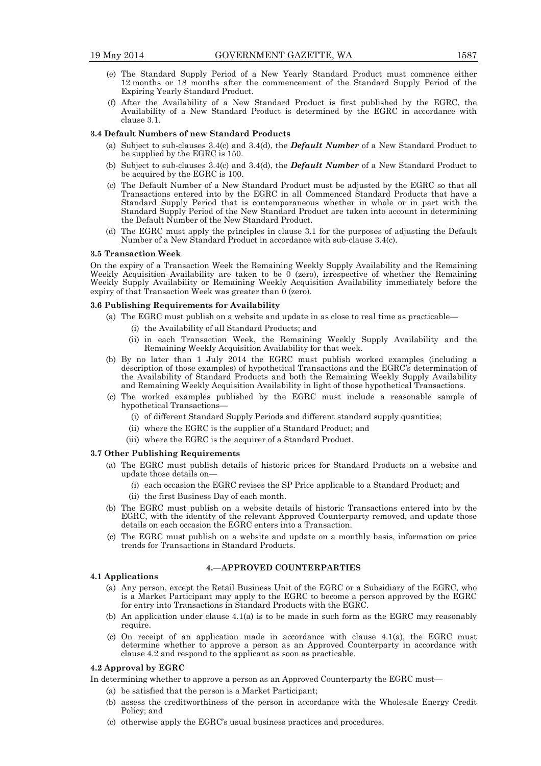(e) The Standard Supply Period of a New Yearly Standard Product must commence either 12 months or 18 months after the commencement of the Standard Supply Period of the Expiring Yearly Standard Product.

(f) After the Availability of a New Standard Product is first published by the EGRC, the Availability of a New Standard Product is determined by the EGRC in accordance with clause 3.1.

**3.4 Default Numbers of new Standard Products**

(a) Subject to sub-clauses 3.4(c) and 3.4(d), the ***Default Number*** of a New Standard Product to be supplied by the EGRC is 150.

(b) Subject to sub-clauses 3.4(c) and 3.4(d), the ***Default Number*** of a New Standard Product to be acquired by the EGRC is 100.

(c) The Default Number of a New Standard Product must be adjusted by the EGRC so that all Transactions entered into by the EGRC in all Commenced Standard Products that have a Standard Supply Period that is contemporaneous whether in whole or in part with the Standard Supply Period of the New Standard Product are taken into account in determining the Default Number of the New Standard Product.

(d) The EGRC must apply the principles in clause 3.1 for the purposes of adjusting the Default Number of a New Standard Product in accordance with sub-clause 3.4(c).

**3.5 Transaction Week**

On the expiry of a Transaction Week the Remaining Weekly Supply Availability and the Remaining Weekly Acquisition Availability are taken to be 0 (zero), irrespective of whether the Remaining Weekly Supply Availability or Remaining Weekly Acquisition Availability immediately before the expiry of that Transaction Week was greater than 0 (zero).

**3.6 Publishing Requirements for Availability**

(a) The EGRC must publish on a website and update in as close to real time as practicable—

(i) the Availability of all Standard Products; and

(ii) in each Transaction Week, the Remaining Weekly Supply Availability and the Remaining Weekly Acquisition Availability for that week.

(b) By no later than 1 July 2014 the EGRC must publish worked examples (including a description of those examples) of hypothetical Transactions and the EGRC's determination of the Availability of Standard Products and both the Remaining Weekly Supply Availability and Remaining Weekly Acquisition Availability in light of those hypothetical Transactions.

(c) The worked examples published by the EGRC must include a reasonable sample of hypothetical Transactions—

(i) of different Standard Supply Periods and different standard supply quantities;

(ii) where the EGRC is the supplier of a Standard Product; and

(iii) where the EGRC is the acquirer of a Standard Product.

**3.7 Other Publishing Requirements**

(a) The EGRC must publish details of historic prices for Standard Products on a website and update those details on—

(i) each occasion the EGRC revises the SP Price applicable to a Standard Product; and

(ii) the first Business Day of each month.

(b) The EGRC must publish on a website details of historic Transactions entered into by the EGRC, with the identity of the relevant Approved Counterparty removed, and update those details on each occasion the EGRC enters into a Transaction.

(c) The EGRC must publish on a website and update on a monthly basis, information on price trends for Transactions in Standard Products.

## 4.—APPROVED COUNTERPARTIES

**4.1 Applications**

(a) Any person, except the Retail Business Unit of the EGRC or a Subsidiary of the EGRC, who is a Market Participant may apply to the EGRC to become a person approved by the EGRC for entry into Transactions in Standard Products with the EGRC.

(b) An application under clause 4.1(a) is to be made in such form as the EGRC may reasonably require.

(c) On receipt of an application made in accordance with clause 4.1(a), the EGRC must determine whether to approve a person as an Approved Counterparty in accordance with clause 4.2 and respond to the applicant as soon as practicable.

**4.2 Approval by EGRC**

In determining whether to approve a person as an Approved Counterparty the EGRC must—

(a) be satisfied that the person is a Market Participant;

(b) assess the creditworthiness of the person in accordance with the Wholesale Energy Credit Policy; and

(c) otherwise apply the EGRC's usual business practices and procedures.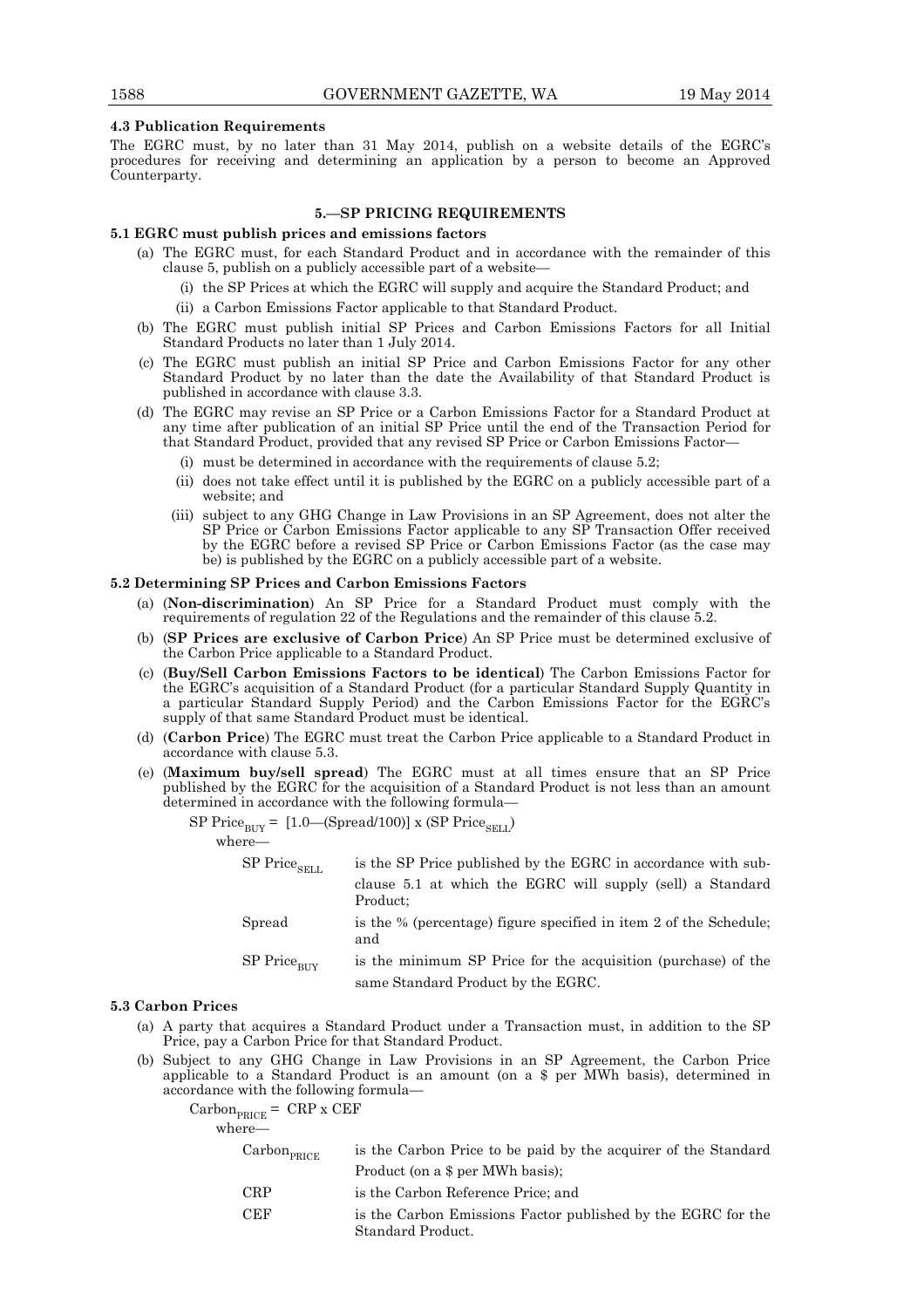### 4.3 Publication Requirements

The EGRC must, by no later than 31 May 2014, publish on a website details of the EGRC's procedures for receiving and determining an application by a person to become an Approved Counterparty.

## 5.—SP PRICING REQUIREMENTS

### 5.1 EGRC must publish prices and emissions factors

(a) The EGRC must, for each Standard Product and in accordance with the remainder of this clause 5, publish on a publicly accessible part of a website—

(i) the SP Prices at which the EGRC will supply and acquire the Standard Product; and

(ii) a Carbon Emissions Factor applicable to that Standard Product.

(b) The EGRC must publish initial SP Prices and Carbon Emissions Factors for all Initial Standard Products no later than 1 July 2014.

(c) The EGRC must publish an initial SP Price and Carbon Emissions Factor for any other Standard Product by no later than the date the Availability of that Standard Product is published in accordance with clause 3.3.

(d) The EGRC may revise an SP Price or a Carbon Emissions Factor for a Standard Product at any time after publication of an initial SP Price until the end of the Transaction Period for that Standard Product, provided that any revised SP Price or Carbon Emissions Factor—

(i) must be determined in accordance with the requirements of clause 5.2;

(ii) does not take effect until it is published by the EGRC on a publicly accessible part of a website; and

(iii) subject to any GHG Change in Law Provisions in an SP Agreement, does not alter the SP Price or Carbon Emissions Factor applicable to any SP Transaction Offer received by the EGRC before a revised SP Price or Carbon Emissions Factor (as the case may be) is published by the EGRC on a publicly accessible part of a website.

### 5.2 Determining SP Prices and Carbon Emissions Factors

(a) (**Non-discrimination**) An SP Price for a Standard Product must comply with the requirements of regulation 22 of the Regulations and the remainder of this clause 5.2.

(b) (**SP Prices are exclusive of Carbon Price**) An SP Price must be determined exclusive of the Carbon Price applicable to a Standard Product.

(c) (**Buy/Sell Carbon Emissions Factors to be identical**) The Carbon Emissions Factor for the EGRC's acquisition of a Standard Product (for a particular Standard Supply Quantity in a particular Standard Supply Period) and the Carbon Emissions Factor for the EGRC's supply of that same Standard Product must be identical.

(d) (**Carbon Price**) The EGRC must treat the Carbon Price applicable to a Standard Product in accordance with clause 5.3.

(e) (**Maximum buy/sell spread**) The EGRC must at all times ensure that an SP Price published by the EGRC for the acquisition of a Standard Product is not less than an amount determined in accordance with the following formula—

$$\text{SP Price}_{\text{BUY}} = [1.0\text{—}(\text{Spread}/100)] \times (\text{SP Price}_{\text{SELL}})$$

where—

| | |
|---|---|
| $\text{SP Price}_{\text{SELL}}$ | is the SP Price published by the EGRC in accordance with sub-clause 5.1 at which the EGRC will supply (sell) a Standard Product; |
| Spread | is the % (percentage) figure specified in item 2 of the Schedule; and |
| $\text{SP Price}_{\text{BUY}}$ | is the minimum SP Price for the acquisition (purchase) of the same Standard Product by the EGRC. |

### 5.3 Carbon Prices

(a) A party that acquires a Standard Product under a Transaction must, in addition to the SP Price, pay a Carbon Price for that Standard Product.

(b) Subject to any GHG Change in Law Provisions in an SP Agreement, the Carbon Price applicable to a Standard Product is an amount (on a $ per MWh basis), determined in accordance with the following formula—

$$\text{Carbon}_{\text{PRICE}} = \text{CRP} \times \text{CEF}$$

where—

| | |
|---|---|
| $\text{Carbon}_{\text{PRICE}}$ | is the Carbon Price to be paid by the acquirer of the Standard Product (on a $ per MWh basis); |
| CRP | is the Carbon Reference Price; and |
| CEF | is the Carbon Emissions Factor published by the EGRC for the Standard Product. |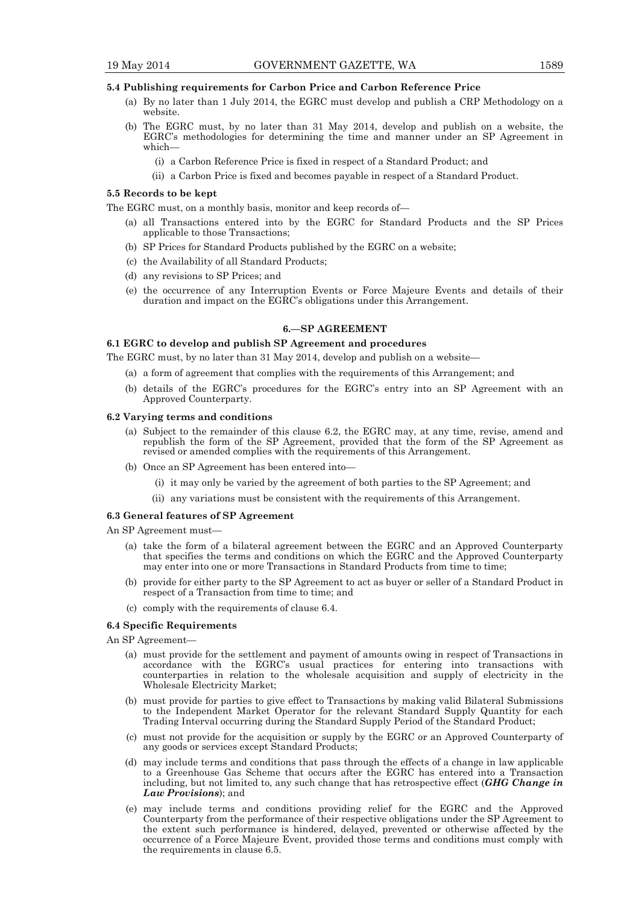#### 5.4 Publishing requirements for Carbon Price and Carbon Reference Price

(a) By no later than 1 July 2014, the EGRC must develop and publish a CRP Methodology on a website.

(b) The EGRC must, by no later than 31 May 2014, develop and publish on a website, the EGRC's methodologies for determining the time and manner under an SP Agreement in which—

  (i) a Carbon Reference Price is fixed in respect of a Standard Product; and

  (ii) a Carbon Price is fixed and becomes payable in respect of a Standard Product.

#### 5.5 Records to be kept

The EGRC must, on a monthly basis, monitor and keep records of—

(a) all Transactions entered into by the EGRC for Standard Products and the SP Prices applicable to those Transactions;

(b) SP Prices for Standard Products published by the EGRC on a website;

(c) the Availability of all Standard Products;

(d) any revisions to SP Prices; and

(e) the occurrence of any Interruption Events or Force Majeure Events and details of their duration and impact on the EGRC's obligations under this Arrangement.

### 6.—SP AGREEMENT

#### 6.1 EGRC to develop and publish SP Agreement and procedures

The EGRC must, by no later than 31 May 2014, develop and publish on a website—

(a) a form of agreement that complies with the requirements of this Arrangement; and

(b) details of the EGRC's procedures for the EGRC's entry into an SP Agreement with an Approved Counterparty.

#### 6.2 Varying terms and conditions

(a) Subject to the remainder of this clause 6.2, the EGRC may, at any time, revise, amend and republish the form of the SP Agreement, provided that the form of the SP Agreement as revised or amended complies with the requirements of this Arrangement.

(b) Once an SP Agreement has been entered into—

  (i) it may only be varied by the agreement of both parties to the SP Agreement; and

  (ii) any variations must be consistent with the requirements of this Arrangement.

#### 6.3 General features of SP Agreement

An SP Agreement must—

(a) take the form of a bilateral agreement between the EGRC and an Approved Counterparty that specifies the terms and conditions on which the EGRC and the Approved Counterparty may enter into one or more Transactions in Standard Products from time to time;

(b) provide for either party to the SP Agreement to act as buyer or seller of a Standard Product in respect of a Transaction from time to time; and

(c) comply with the requirements of clause 6.4.

#### 6.4 Specific Requirements

An SP Agreement—

(a) must provide for the settlement and payment of amounts owing in respect of Transactions in accordance with the EGRC's usual practices for entering into transactions with counterparties in relation to the wholesale acquisition and supply of electricity in the Wholesale Electricity Market;

(b) must provide for parties to give effect to Transactions by making valid Bilateral Submissions to the Independent Market Operator for the relevant Standard Supply Quantity for each Trading Interval occurring during the Standard Supply Period of the Standard Product;

(c) must not provide for the acquisition or supply by the EGRC or an Approved Counterparty of any goods or services except Standard Products;

(d) may include terms and conditions that pass through the effects of a change in law applicable to a Greenhouse Gas Scheme that occurs after the EGRC has entered into a Transaction including, but not limited to, any such change that has retrospective effect (***GHG Change in Law Provisions***); and

(e) may include terms and conditions providing relief for the EGRC and the Approved Counterparty from the performance of their respective obligations under the SP Agreement to the extent such performance is hindered, delayed, prevented or otherwise affected by the occurrence of a Force Majeure Event, provided those terms and conditions must comply with the requirements in clause 6.5.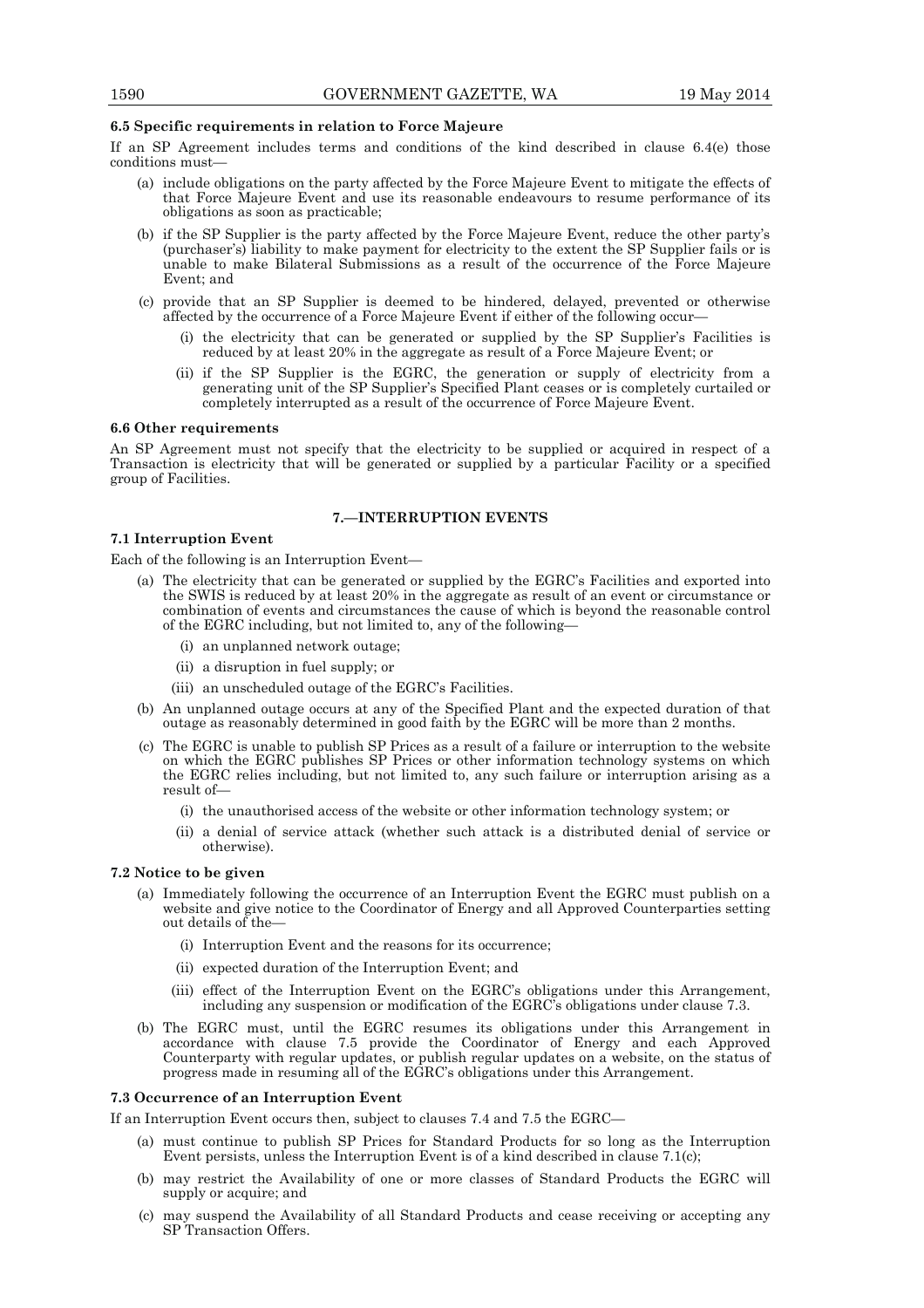**6.5 Specific requirements in relation to Force Majeure**

If an SP Agreement includes terms and conditions of the kind described in clause 6.4(e) those conditions must—

- (a) include obligations on the party affected by the Force Majeure Event to mitigate the effects of that Force Majeure Event and use its reasonable endeavours to resume performance of its obligations as soon as practicable;
- (b) if the SP Supplier is the party affected by the Force Majeure Event, reduce the other party's (purchaser's) liability to make payment for electricity to the extent the SP Supplier fails or is unable to make Bilateral Submissions as a result of the occurrence of the Force Majeure Event; and
- (c) provide that an SP Supplier is deemed to be hindered, delayed, prevented or otherwise affected by the occurrence of a Force Majeure Event if either of the following occur—
  - (i) the electricity that can be generated or supplied by the SP Supplier's Facilities is reduced by at least 20% in the aggregate as result of a Force Majeure Event; or
  - (ii) if the SP Supplier is the EGRC, the generation or supply of electricity from a generating unit of the SP Supplier's Specified Plant ceases or is completely curtailed or completely interrupted as a result of the occurrence of Force Majeure Event.

**6.6 Other requirements**

An SP Agreement must not specify that the electricity to be supplied or acquired in respect of a Transaction is electricity that will be generated or supplied by a particular Facility or a specified group of Facilities.

## 7.—INTERRUPTION EVENTS

**7.1 Interruption Event**

Each of the following is an Interruption Event—

- (a) The electricity that can be generated or supplied by the EGRC's Facilities and exported into the SWIS is reduced by at least 20% in the aggregate as result of an event or circumstance or combination of events and circumstances the cause of which is beyond the reasonable control of the EGRC including, but not limited to, any of the following—
  - (i) an unplanned network outage;
  - (ii) a disruption in fuel supply; or
  - (iii) an unscheduled outage of the EGRC's Facilities.
- (b) An unplanned outage occurs at any of the Specified Plant and the expected duration of that outage as reasonably determined in good faith by the EGRC will be more than 2 months.
- (c) The EGRC is unable to publish SP Prices as a result of a failure or interruption to the website on which the EGRC publishes SP Prices or other information technology systems on which the EGRC relies including, but not limited to, any such failure or interruption arising as a result of—
  - (i) the unauthorised access of the website or other information technology system; or
  - (ii) a denial of service attack (whether such attack is a distributed denial of service or otherwise).

**7.2 Notice to be given**

- (a) Immediately following the occurrence of an Interruption Event the EGRC must publish on a website and give notice to the Coordinator of Energy and all Approved Counterparties setting out details of the—
  - (i) Interruption Event and the reasons for its occurrence;
  - (ii) expected duration of the Interruption Event; and
  - (iii) effect of the Interruption Event on the EGRC's obligations under this Arrangement, including any suspension or modification of the EGRC's obligations under clause 7.3.
- (b) The EGRC must, until the EGRC resumes its obligations under this Arrangement in accordance with clause 7.5 provide the Coordinator of Energy and each Approved Counterparty with regular updates, or publish regular updates on a website, on the status of progress made in resuming all of the EGRC's obligations under this Arrangement.

**7.3 Occurrence of an Interruption Event**

If an Interruption Event occurs then, subject to clauses 7.4 and 7.5 the EGRC—

- (a) must continue to publish SP Prices for Standard Products for so long as the Interruption Event persists, unless the Interruption Event is of a kind described in clause 7.1(c);
- (b) may restrict the Availability of one or more classes of Standard Products the EGRC will supply or acquire; and
- (c) may suspend the Availability of all Standard Products and cease receiving or accepting any SP Transaction Offers.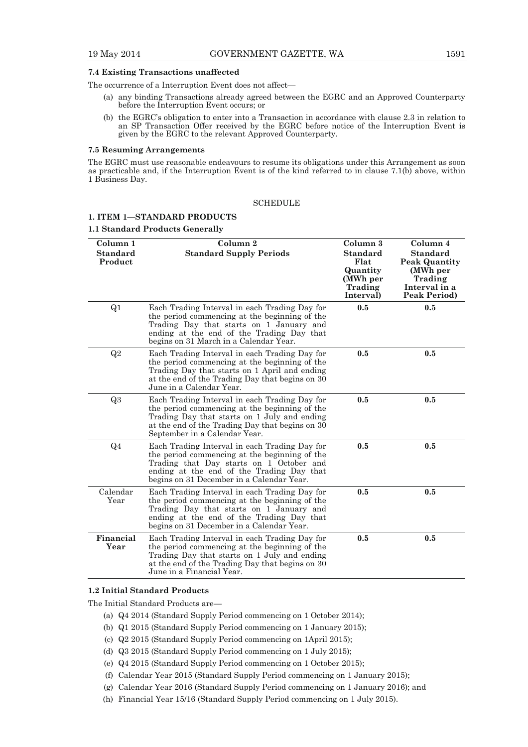### 7.4 Existing Transactions unaffected

The occurrence of a Interruption Event does not affect—

(a) any binding Transactions already agreed between the EGRC and an Approved Counterparty before the Interruption Event occurs; or

(b) the EGRC's obligation to enter into a Transaction in accordance with clause 2.3 in relation to an SP Transaction Offer received by the EGRC before notice of the Interruption Event is given by the EGRC to the relevant Approved Counterparty.

### 7.5 Resuming Arrangements

The EGRC must use reasonable endeavours to resume its obligations under this Arrangement as soon as practicable and, if the Interruption Event is of the kind referred to in clause 7.1(b) above, within 1 Business Day.

## SCHEDULE

### 1. ITEM 1—STANDARD PRODUCTS

#### 1.1 Standard Products Generally

| Column 1 Standard Product | Column 2 Standard Supply Periods | Column 3 Standard Flat Quantity (MWh per Trading Interval) | Column 4 Standard Peak Quantity (MWh per Trading Interval in a Peak Period) |
|---|---|---|---|
| Q1 | Each Trading Interval in each Trading Day for the period commencing at the beginning of the Trading Day that starts on 1 January and ending at the end of the Trading Day that begins on 31 March in a Calendar Year. | **0.5** | **0.5** |
| Q2 | Each Trading Interval in each Trading Day for the period commencing at the beginning of the Trading Day that starts on 1 April and ending at the end of the Trading Day that begins on 30 June in a Calendar Year. | **0.5** | **0.5** |
| Q3 | Each Trading Interval in each Trading Day for the period commencing at the beginning of the Trading Day that starts on 1 July and ending at the end of the Trading Day that begins on 30 September in a Calendar Year. | **0.5** | **0.5** |
| Q4 | Each Trading Interval in each Trading Day for the period commencing at the beginning of the Trading that Day starts on 1 October and ending at the end of the Trading Day that begins on 31 December in a Calendar Year. | **0.5** | **0.5** |
| Calendar Year | Each Trading Interval in each Trading Day for the period commencing at the beginning of the Trading Day that starts on 1 January and ending at the end of the Trading Day that begins on 31 December in a Calendar Year. | **0.5** | **0.5** |
| **Financial Year** | Each Trading Interval in each Trading Day for the period commencing at the beginning of the Trading Day that starts on 1 July and ending at the end of the Trading Day that begins on 30 June in a Financial Year. | **0.5** | **0.5** |

#### 1.2 Initial Standard Products

The Initial Standard Products are—

(a) Q4 2014 (Standard Supply Period commencing on 1 October 2014);

(b) Q1 2015 (Standard Supply Period commencing on 1 January 2015);

(c) Q2 2015 (Standard Supply Period commencing on 1April 2015);

(d) Q3 2015 (Standard Supply Period commencing on 1 July 2015);

(e) Q4 2015 (Standard Supply Period commencing on 1 October 2015);

(f) Calendar Year 2015 (Standard Supply Period commencing on 1 January 2015);

(g) Calendar Year 2016 (Standard Supply Period commencing on 1 January 2016); and

(h) Financial Year 15/16 (Standard Supply Period commencing on 1 July 2015).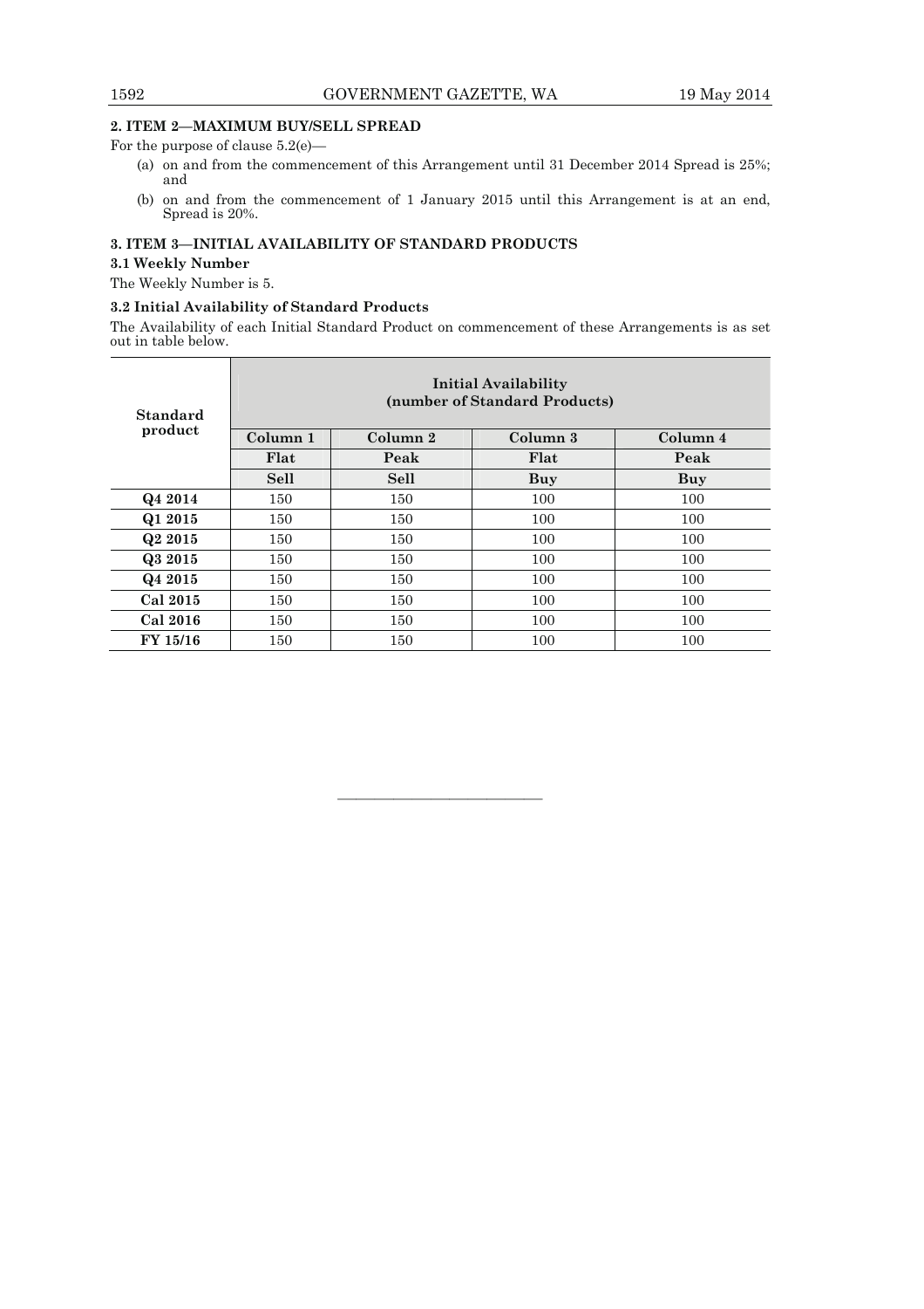## 2. ITEM 2—MAXIMUM BUY/SELL SPREAD

For the purpose of clause 5.2(e)—

(a) on and from the commencement of this Arrangement until 31 December 2014 Spread is 25%; and

(b) on and from the commencement of 1 January 2015 until this Arrangement is at an end, Spread is 20%.

## 3. ITEM 3—INITIAL AVAILABILITY OF STANDARD PRODUCTS

### 3.1 Weekly Number

The Weekly Number is 5.

### 3.2 Initial Availability of Standard Products

The Availability of each Initial Standard Product on commencement of these Arrangements is as set out in table below.

| Standard product | Initial Availability (number of Standard Products) | | | |
|---|---|---|---|---|
| | Column 1 | Column 2 | Column 3 | Column 4 |
| | Flat | Peak | Flat | Peak |
| | Sell | Sell | Buy | Buy |
| Q4 2014 | 150 | 150 | 100 | 100 |
| Q1 2015 | 150 | 150 | 100 | 100 |
| Q2 2015 | 150 | 150 | 100 | 100 |
| Q3 2015 | 150 | 150 | 100 | 100 |
| Q4 2015 | 150 | 150 | 100 | 100 |
| Cal 2015 | 150 | 150 | 100 | 100 |
| Cal 2016 | 150 | 150 | 100 | 100 |
| FY 15/16 | 150 | 150 | 100 | 100 |

———————————